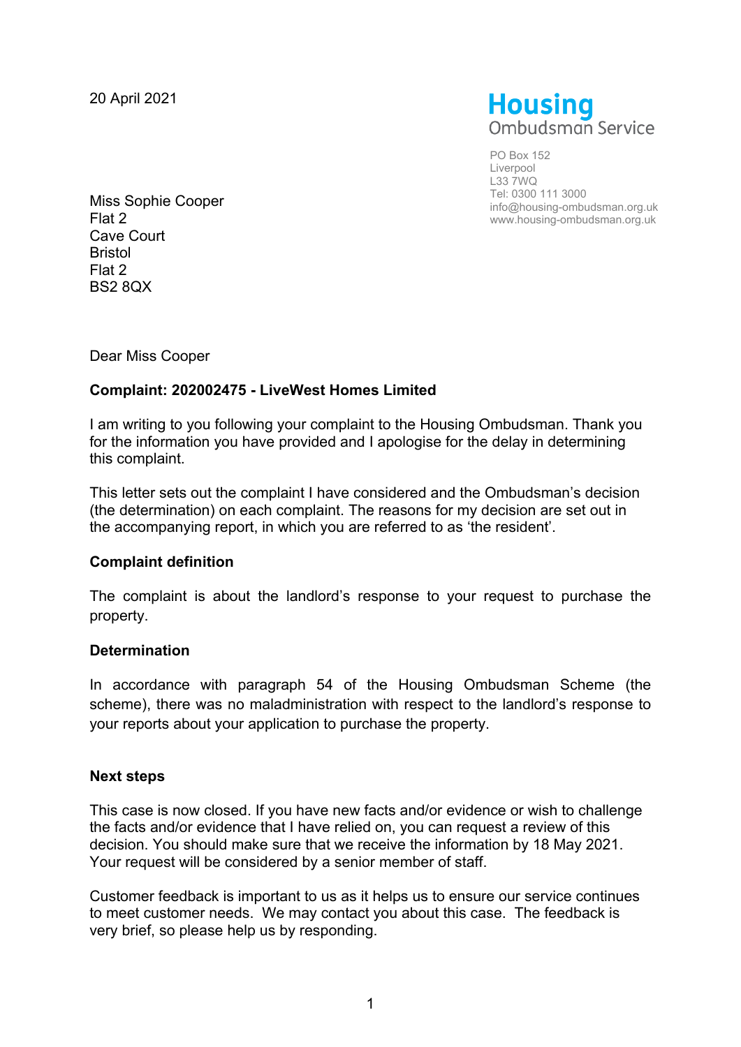20 April 2021

**Housing**
Ombudsman Service

PO Box 152
Liverpool
L33 7WQ
Tel: 0300 111 3000
info@housing-ombudsman.org.uk
www.housing-ombudsman.org.uk

Miss Sophie Cooper
Flat 2
Cave Court
Bristol
Flat 2
BS2 8QX

Dear Miss Cooper

**Complaint: 202002475 - LiveWest Homes Limited**

I am writing to you following your complaint to the Housing Ombudsman. Thank you for the information you have provided and I apologise for the delay in determining this complaint.

This letter sets out the complaint I have considered and the Ombudsman's decision (the determination) on each complaint. The reasons for my decision are set out in the accompanying report, in which you are referred to as 'the resident'.

**Complaint definition**

The complaint is about the landlord's response to your request to purchase the property.

**Determination**

In accordance with paragraph 54 of the Housing Ombudsman Scheme (the scheme), there was no maladministration with respect to the landlord's response to your reports about your application to purchase the property.

**Next steps**

This case is now closed. If you have new facts and/or evidence or wish to challenge the facts and/or evidence that I have relied on, you can request a review of this decision. You should make sure that we receive the information by 18 May 2021. Your request will be considered by a senior member of staff.

Customer feedback is important to us as it helps us to ensure our service continues to meet customer needs. We may contact you about this case. The feedback is very brief, so please help us by responding.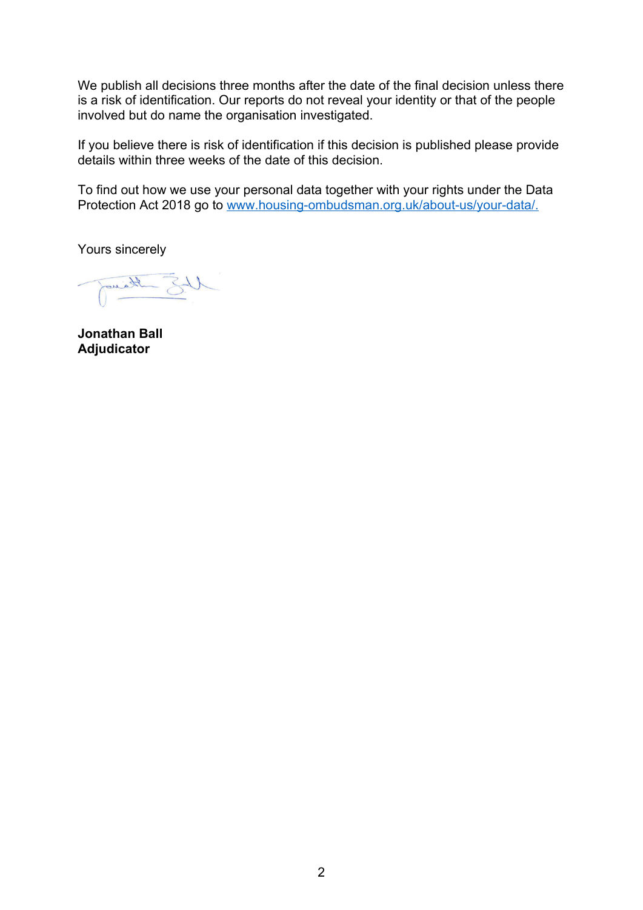We publish all decisions three months after the date of the final decision unless there is a risk of identification. Our reports do not reveal your identity or that of the people involved but do name the organisation investigated.

If you believe there is risk of identification if this decision is published please provide details within three weeks of the date of this decision.

To find out how we use your personal data together with your rights under the Data Protection Act 2018 go to www.housing-ombudsman.org.uk/about-us/your-data/.

Yours sincerely

**Jonathan Ball**
**Adjudicator**